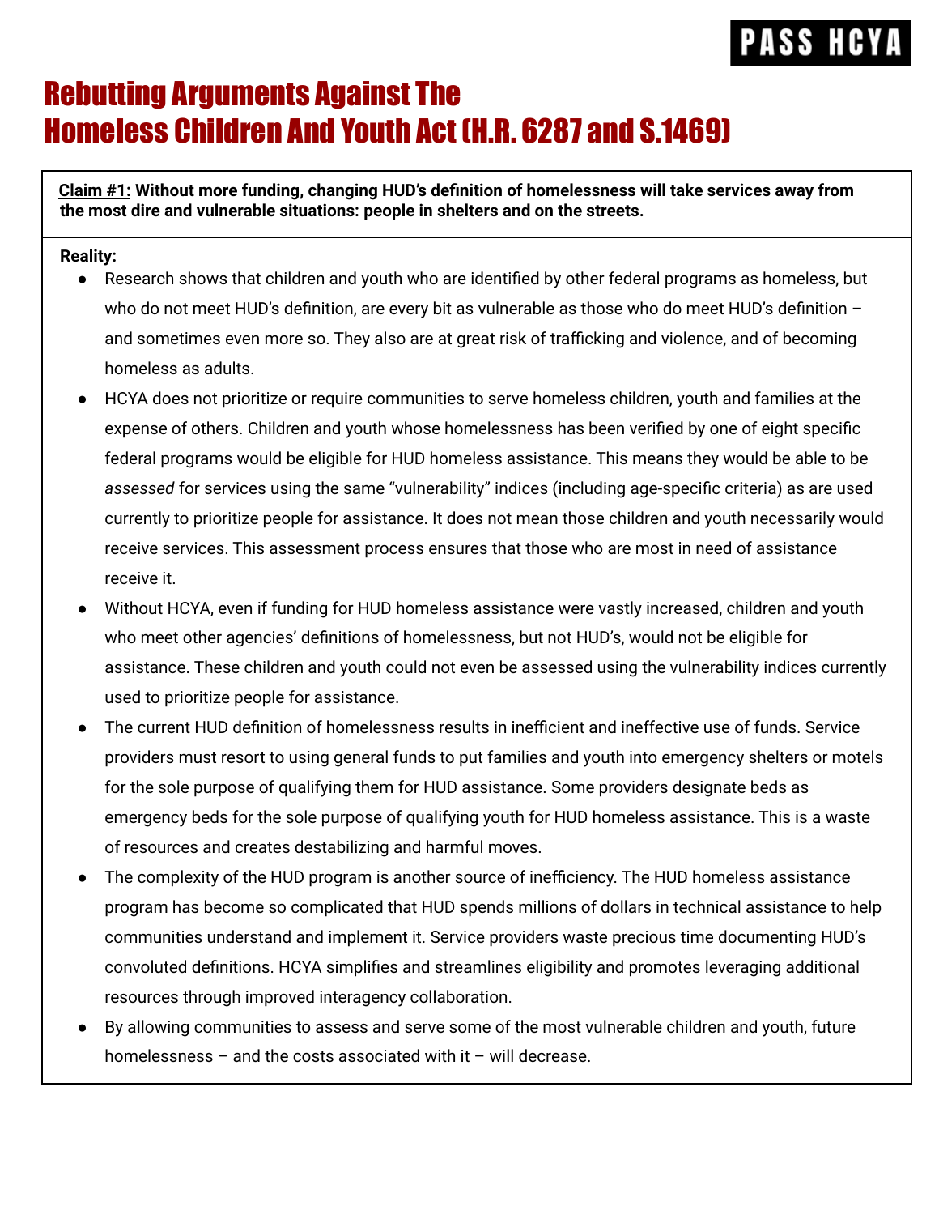PASS HCYA

# Rebutting Arguments Against The Homeless Children And Youth Act (H.R. 6287 and S.1469)

**Claim #1: Without more funding, changing HUD's definition of homelessness will take services away from the most dire and vulnerable situations: people in shelters and on the streets.**

**Reality:**

- Research shows that children and youth who are identified by other federal programs as homeless, but who do not meet HUD's definition, are every bit as vulnerable as those who do meet HUD's definition – and sometimes even more so. They also are at great risk of trafficking and violence, and of becoming homeless as adults.
- HCYA does not prioritize or require communities to serve homeless children, youth and families at the expense of others. Children and youth whose homelessness has been verified by one of eight specific federal programs would be eligible for HUD homeless assistance. This means they would be able to be *assessed* for services using the same "vulnerability" indices (including age-specific criteria) as are used currently to prioritize people for assistance. It does not mean those children and youth necessarily would receive services. This assessment process ensures that those who are most in need of assistance receive it.
- Without HCYA, even if funding for HUD homeless assistance were vastly increased, children and youth who meet other agencies' definitions of homelessness, but not HUD's, would not be eligible for assistance. These children and youth could not even be assessed using the vulnerability indices currently used to prioritize people for assistance.
- The current HUD definition of homelessness results in inefficient and ineffective use of funds. Service providers must resort to using general funds to put families and youth into emergency shelters or motels for the sole purpose of qualifying them for HUD assistance. Some providers designate beds as emergency beds for the sole purpose of qualifying youth for HUD homeless assistance. This is a waste of resources and creates destabilizing and harmful moves.
- The complexity of the HUD program is another source of inefficiency. The HUD homeless assistance program has become so complicated that HUD spends millions of dollars in technical assistance to help communities understand and implement it. Service providers waste precious time documenting HUD's convoluted definitions. HCYA simplifies and streamlines eligibility and promotes leveraging additional resources through improved interagency collaboration.
- By allowing communities to assess and serve some of the most vulnerable children and youth, future homelessness – and the costs associated with it – will decrease.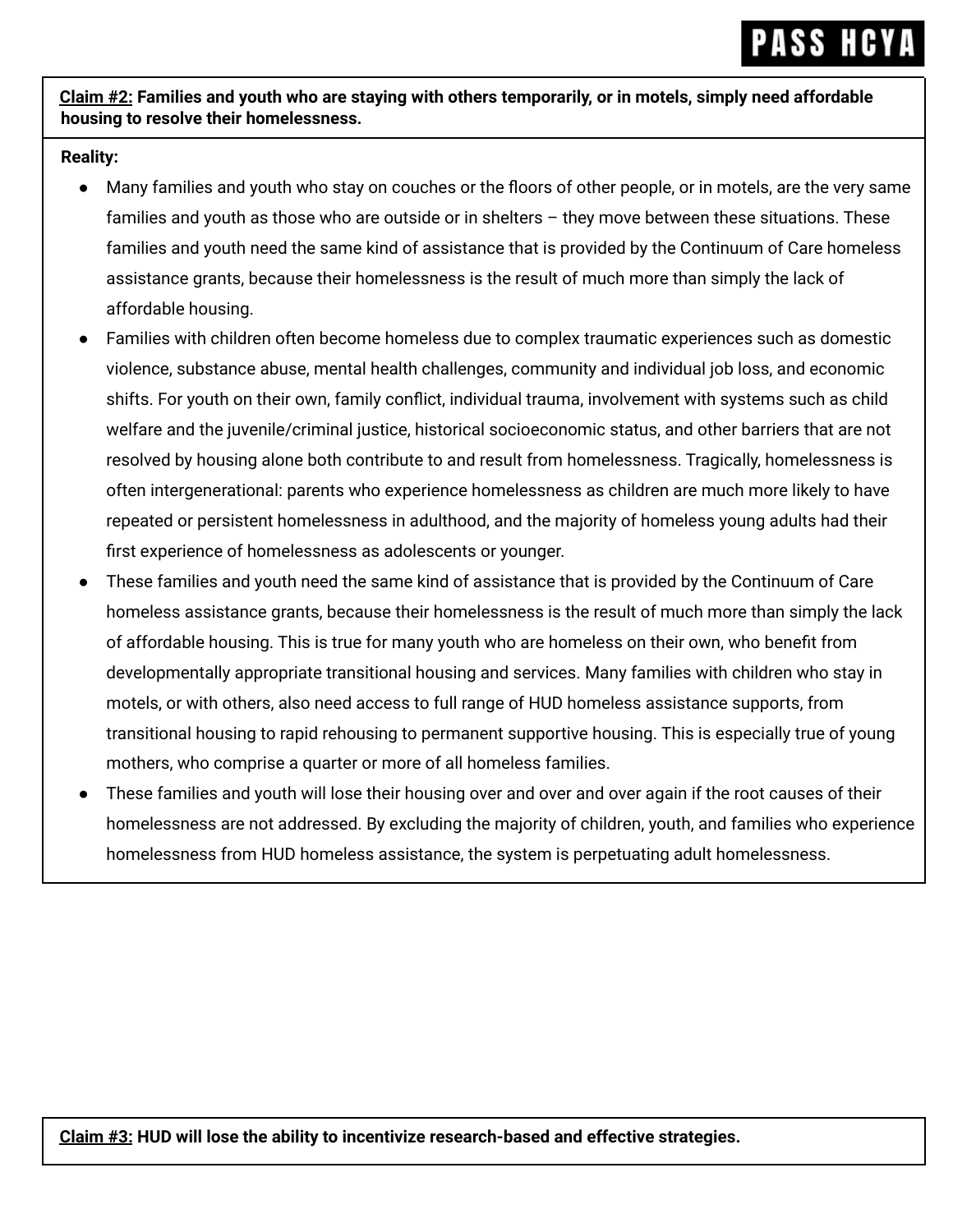**<u>Claim #2:</u> Families and youth who are staying with others temporarily, or in motels, simply need affordable housing to resolve their homelessness.**

**Reality:**

- Many families and youth who stay on couches or the floors of other people, or in motels, are the very same families and youth as those who are outside or in shelters – they move between these situations. These families and youth need the same kind of assistance that is provided by the Continuum of Care homeless assistance grants, because their homelessness is the result of much more than simply the lack of affordable housing.
- Families with children often become homeless due to complex traumatic experiences such as domestic violence, substance abuse, mental health challenges, community and individual job loss, and economic shifts. For youth on their own, family conflict, individual trauma, involvement with systems such as child welfare and the juvenile/criminal justice, historical socioeconomic status, and other barriers that are not resolved by housing alone both contribute to and result from homelessness. Tragically, homelessness is often intergenerational: parents who experience homelessness as children are much more likely to have repeated or persistent homelessness in adulthood, and the majority of homeless young adults had their first experience of homelessness as adolescents or younger.
- These families and youth need the same kind of assistance that is provided by the Continuum of Care homeless assistance grants, because their homelessness is the result of much more than simply the lack of affordable housing. This is true for many youth who are homeless on their own, who benefit from developmentally appropriate transitional housing and services. Many families with children who stay in motels, or with others, also need access to full range of HUD homeless assistance supports, from transitional housing to rapid rehousing to permanent supportive housing. This is especially true of young mothers, who comprise a quarter or more of all homeless families.
- These families and youth will lose their housing over and over and over again if the root causes of their homelessness are not addressed. By excluding the majority of children, youth, and families who experience homelessness from HUD homeless assistance, the system is perpetuating adult homelessness.

**<u>Claim #3:</u> HUD will lose the ability to incentivize research-based and effective strategies.**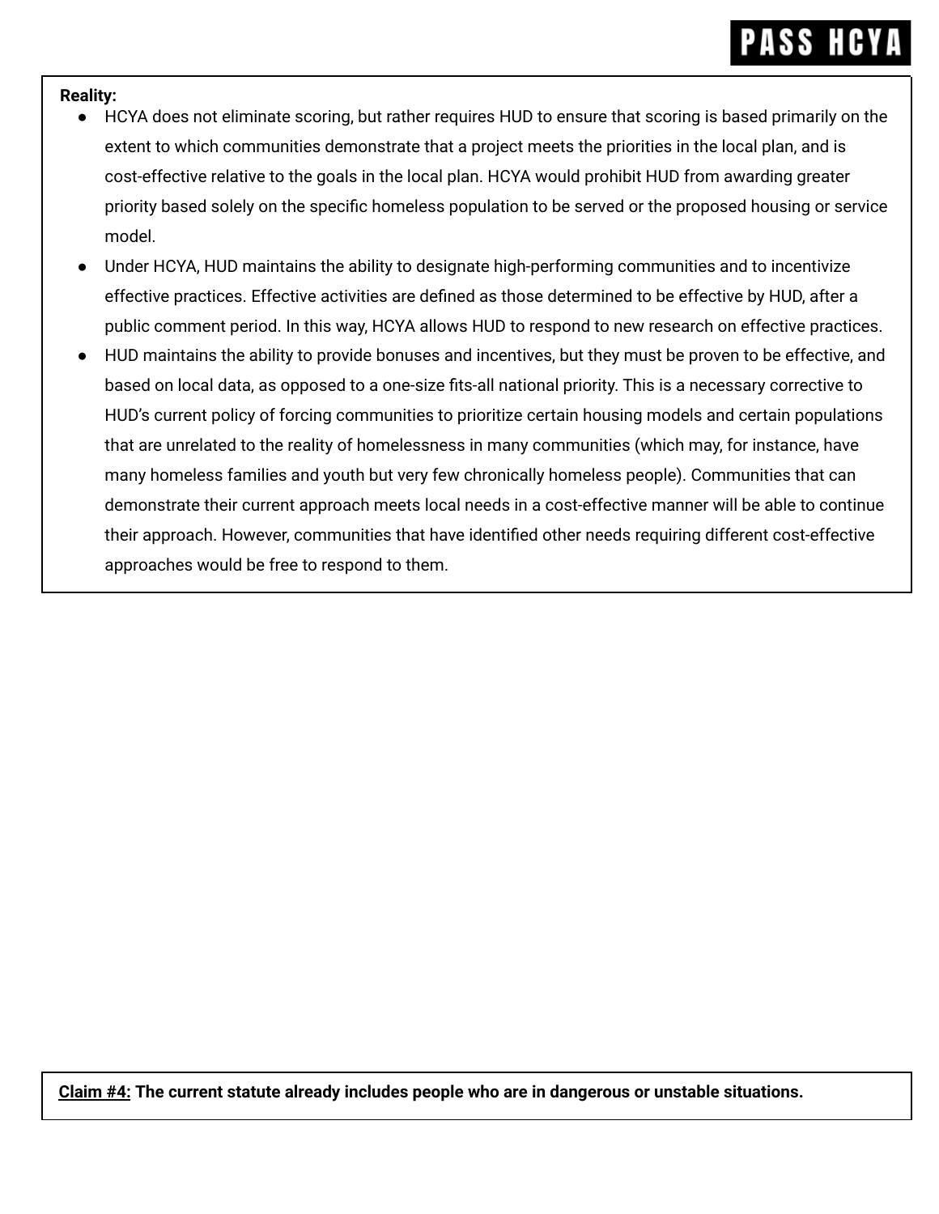**Reality:**

- HCYA does not eliminate scoring, but rather requires HUD to ensure that scoring is based primarily on the extent to which communities demonstrate that a project meets the priorities in the local plan, and is cost-effective relative to the goals in the local plan. HCYA would prohibit HUD from awarding greater priority based solely on the specific homeless population to be served or the proposed housing or service model.
- Under HCYA, HUD maintains the ability to designate high-performing communities and to incentivize effective practices. Effective activities are defined as those determined to be effective by HUD, after a public comment period. In this way, HCYA allows HUD to respond to new research on effective practices.
- HUD maintains the ability to provide bonuses and incentives, but they must be proven to be effective, and based on local data, as opposed to a one-size fits-all national priority. This is a necessary corrective to HUD's current policy of forcing communities to prioritize certain housing models and certain populations that are unrelated to the reality of homelessness in many communities (which may, for instance, have many homeless families and youth but very few chronically homeless people). Communities that can demonstrate their current approach meets local needs in a cost-effective manner will be able to continue their approach. However, communities that have identified other needs requiring different cost-effective approaches would be free to respond to them.

**Claim #4:** **The current statute already includes people who are in dangerous or unstable situations.**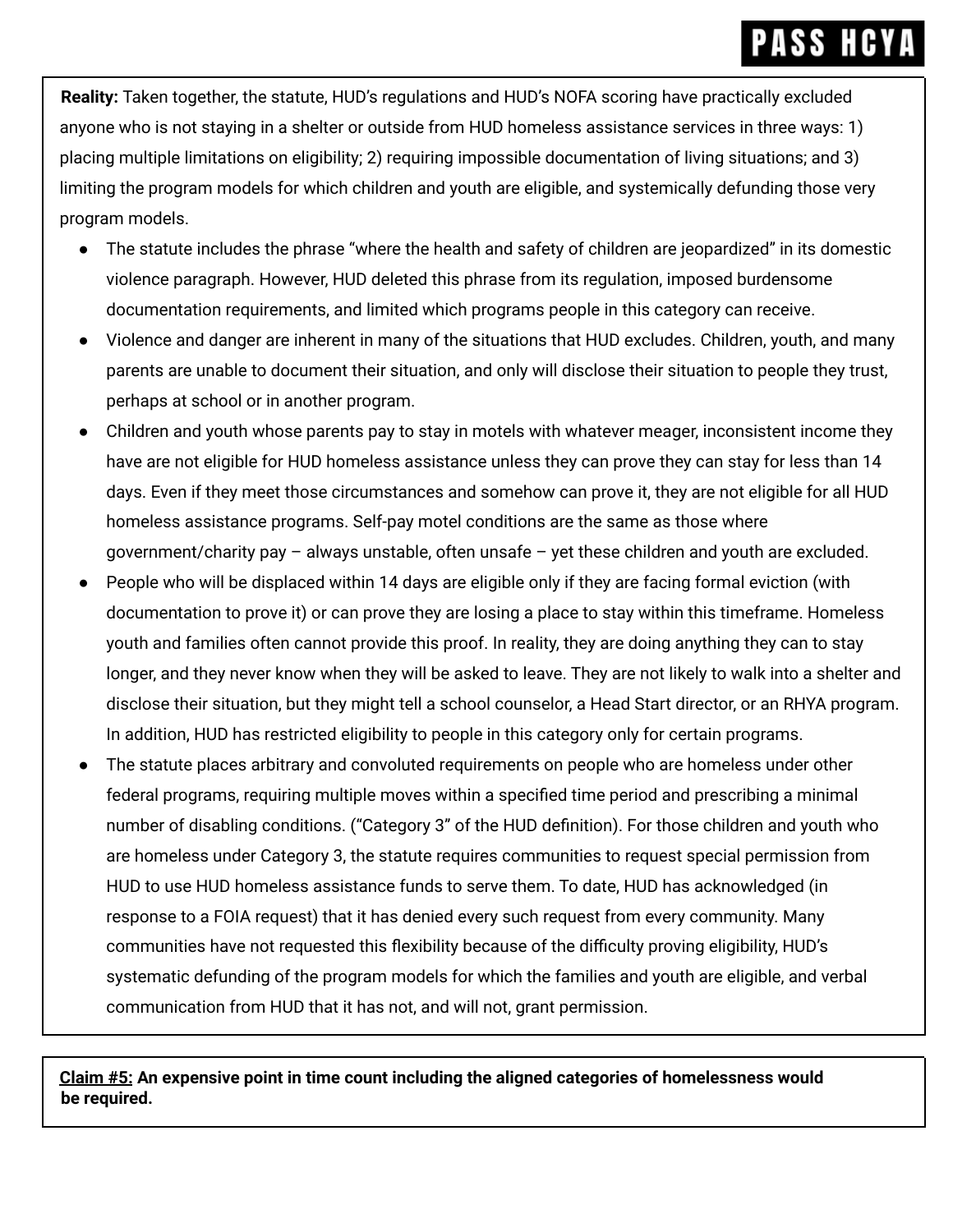**Reality:** Taken together, the statute, HUD's regulations and HUD's NOFA scoring have practically excluded anyone who is not staying in a shelter or outside from HUD homeless assistance services in three ways: 1) placing multiple limitations on eligibility; 2) requiring impossible documentation of living situations; and 3) limiting the program models for which children and youth are eligible, and systemically defunding those very program models.

- The statute includes the phrase "where the health and safety of children are jeopardized" in its domestic violence paragraph. However, HUD deleted this phrase from its regulation, imposed burdensome documentation requirements, and limited which programs people in this category can receive.
- Violence and danger are inherent in many of the situations that HUD excludes. Children, youth, and many parents are unable to document their situation, and only will disclose their situation to people they trust, perhaps at school or in another program.
- Children and youth whose parents pay to stay in motels with whatever meager, inconsistent income they have are not eligible for HUD homeless assistance unless they can prove they can stay for less than 14 days. Even if they meet those circumstances and somehow can prove it, they are not eligible for all HUD homeless assistance programs. Self-pay motel conditions are the same as those where government/charity pay – always unstable, often unsafe – yet these children and youth are excluded.
- People who will be displaced within 14 days are eligible only if they are facing formal eviction (with documentation to prove it) or can prove they are losing a place to stay within this timeframe. Homeless youth and families often cannot provide this proof. In reality, they are doing anything they can to stay longer, and they never know when they will be asked to leave. They are not likely to walk into a shelter and disclose their situation, but they might tell a school counselor, a Head Start director, or an RHYA program. In addition, HUD has restricted eligibility to people in this category only for certain programs.
- The statute places arbitrary and convoluted requirements on people who are homeless under other federal programs, requiring multiple moves within a specified time period and prescribing a minimal number of disabling conditions. ("Category 3" of the HUD definition). For those children and youth who are homeless under Category 3, the statute requires communities to request special permission from HUD to use HUD homeless assistance funds to serve them. To date, HUD has acknowledged (in response to a FOIA request) that it has denied every such request from every community. Many communities have not requested this flexibility because of the difficulty proving eligibility, HUD's systematic defunding of the program models for which the families and youth are eligible, and verbal communication from HUD that it has not, and will not, grant permission.

**Claim #5: An expensive point in time count including the aligned categories of homelessness would be required.**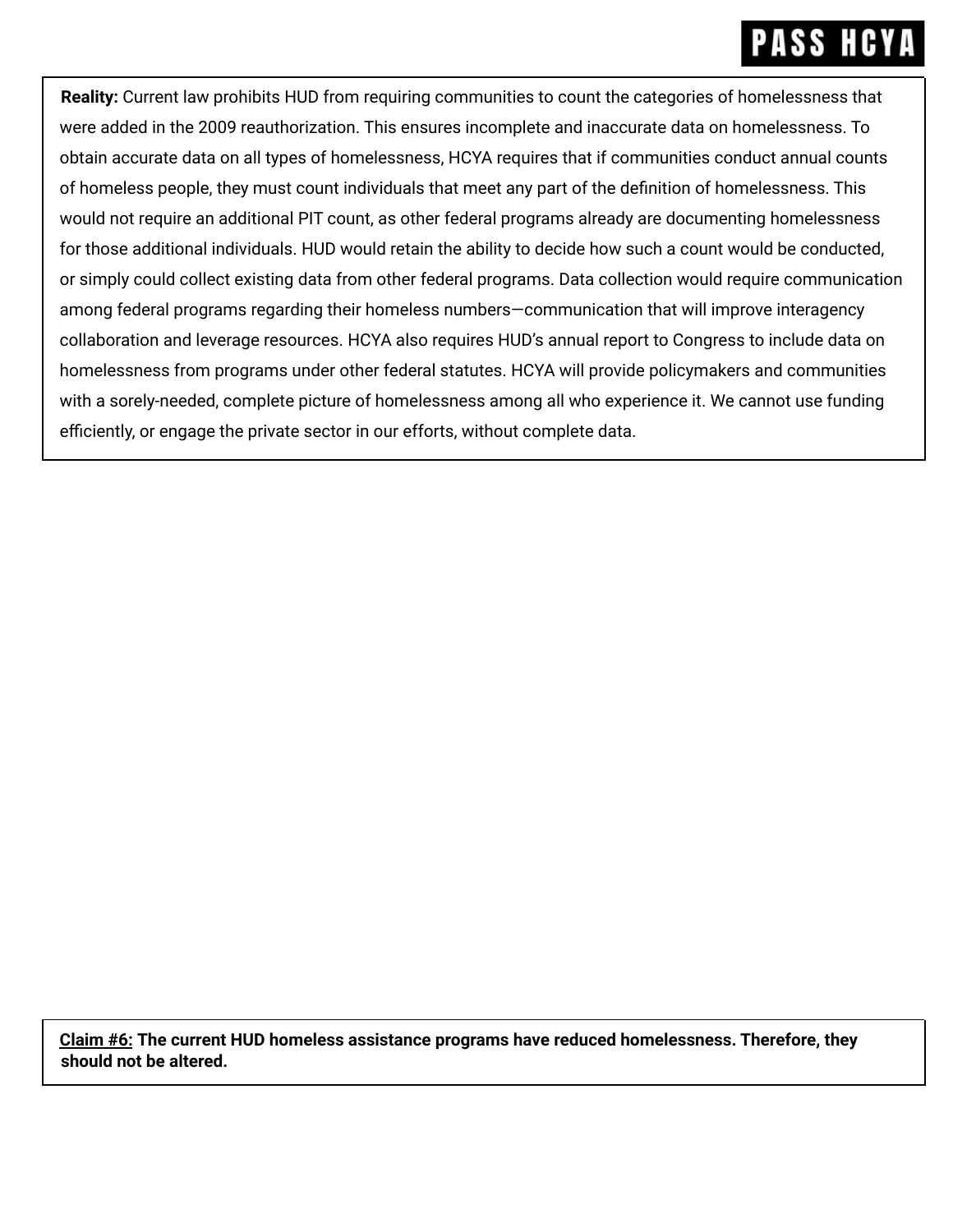**Reality:** Current law prohibits HUD from requiring communities to count the categories of homelessness that were added in the 2009 reauthorization. This ensures incomplete and inaccurate data on homelessness. To obtain accurate data on all types of homelessness, HCYA requires that if communities conduct annual counts of homeless people, they must count individuals that meet any part of the definition of homelessness. This would not require an additional PIT count, as other federal programs already are documenting homelessness for those additional individuals. HUD would retain the ability to decide how such a count would be conducted, or simply could collect existing data from other federal programs. Data collection would require communication among federal programs regarding their homeless numbers—communication that will improve interagency collaboration and leverage resources. HCYA also requires HUD's annual report to Congress to include data on homelessness from programs under other federal statutes. HCYA will provide policymakers and communities with a sorely-needed, complete picture of homelessness among all who experience it. We cannot use funding efficiently, or engage the private sector in our efforts, without complete data.

**Claim #6: The current HUD homeless assistance programs have reduced homelessness. Therefore, they should not be altered.**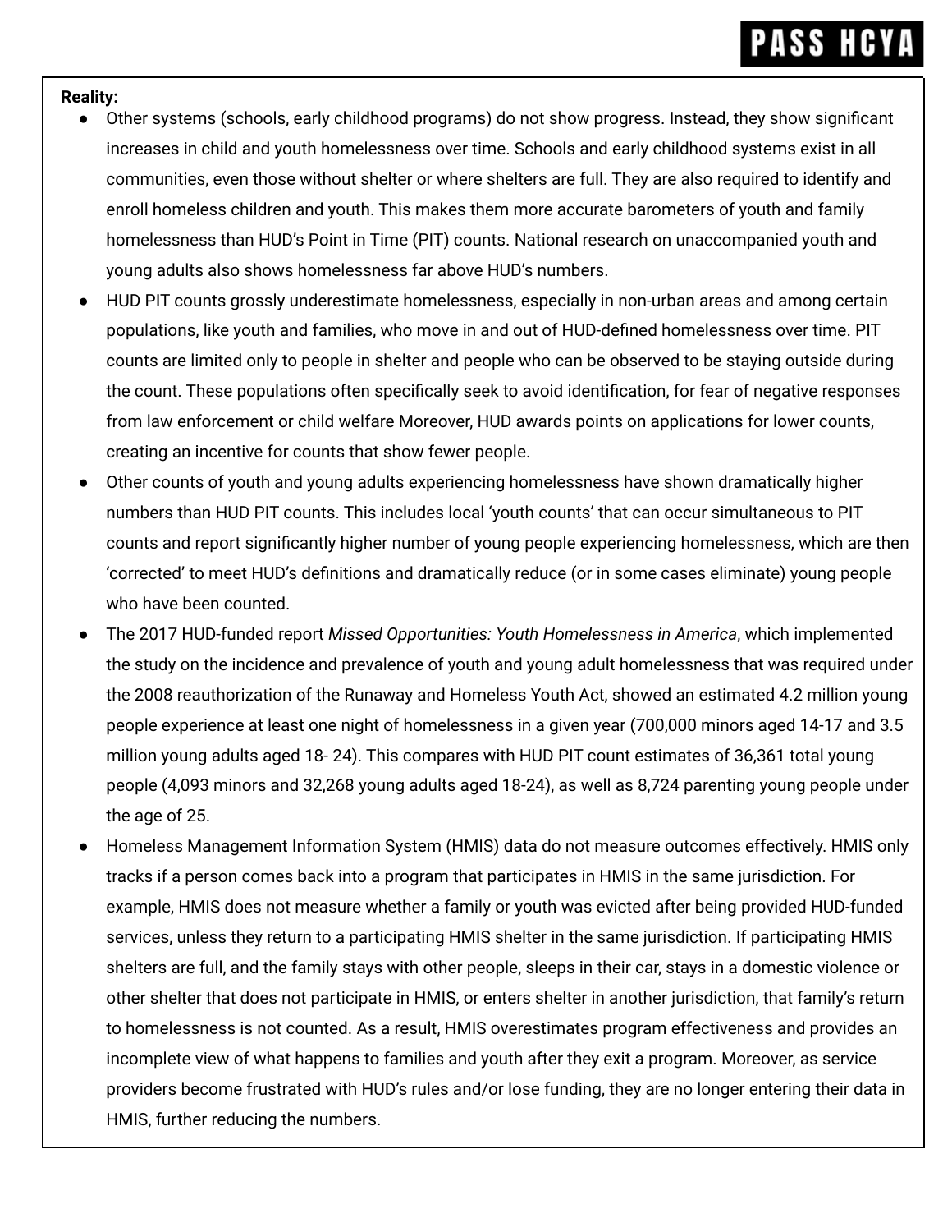**Reality:**

- Other systems (schools, early childhood programs) do not show progress. Instead, they show significant increases in child and youth homelessness over time. Schools and early childhood systems exist in all communities, even those without shelter or where shelters are full. They are also required to identify and enroll homeless children and youth. This makes them more accurate barometers of youth and family homelessness than HUD's Point in Time (PIT) counts. National research on unaccompanied youth and young adults also shows homelessness far above HUD's numbers.
- HUD PIT counts grossly underestimate homelessness, especially in non-urban areas and among certain populations, like youth and families, who move in and out of HUD-defined homelessness over time. PIT counts are limited only to people in shelter and people who can be observed to be staying outside during the count. These populations often specifically seek to avoid identification, for fear of negative responses from law enforcement or child welfare Moreover, HUD awards points on applications for lower counts, creating an incentive for counts that show fewer people.
- Other counts of youth and young adults experiencing homelessness have shown dramatically higher numbers than HUD PIT counts. This includes local 'youth counts' that can occur simultaneous to PIT counts and report significantly higher number of young people experiencing homelessness, which are then 'corrected' to meet HUD's definitions and dramatically reduce (or in some cases eliminate) young people who have been counted.
- The 2017 HUD-funded report *Missed Opportunities: Youth Homelessness in America*, which implemented the study on the incidence and prevalence of youth and young adult homelessness that was required under the 2008 reauthorization of the Runaway and Homeless Youth Act, showed an estimated 4.2 million young people experience at least one night of homelessness in a given year (700,000 minors aged 14-17 and 3.5 million young adults aged 18- 24). This compares with HUD PIT count estimates of 36,361 total young people (4,093 minors and 32,268 young adults aged 18-24), as well as 8,724 parenting young people under the age of 25.
- Homeless Management Information System (HMIS) data do not measure outcomes effectively. HMIS only tracks if a person comes back into a program that participates in HMIS in the same jurisdiction. For example, HMIS does not measure whether a family or youth was evicted after being provided HUD-funded services, unless they return to a participating HMIS shelter in the same jurisdiction. If participating HMIS shelters are full, and the family stays with other people, sleeps in their car, stays in a domestic violence or other shelter that does not participate in HMIS, or enters shelter in another jurisdiction, that family's return to homelessness is not counted. As a result, HMIS overestimates program effectiveness and provides an incomplete view of what happens to families and youth after they exit a program. Moreover, as service providers become frustrated with HUD's rules and/or lose funding, they are no longer entering their data in HMIS, further reducing the numbers.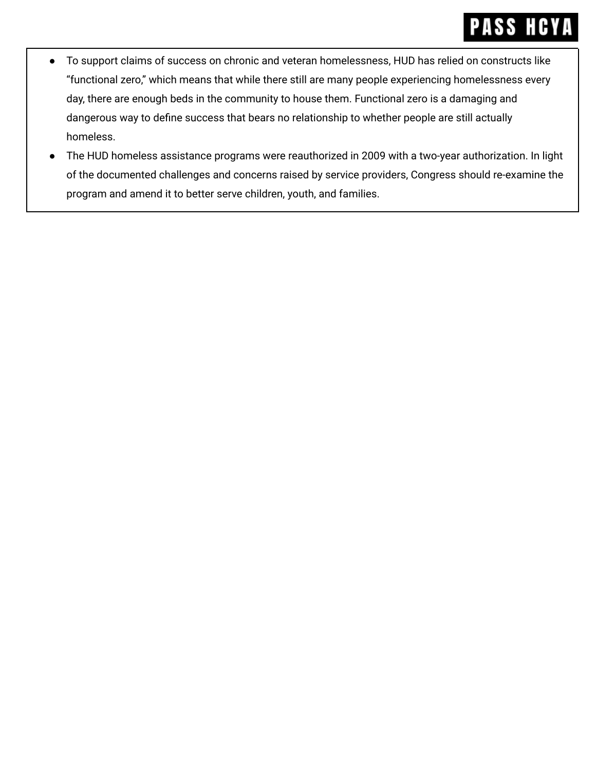- To support claims of success on chronic and veteran homelessness, HUD has relied on constructs like "functional zero," which means that while there still are many people experiencing homelessness every day, there are enough beds in the community to house them. Functional zero is a damaging and dangerous way to define success that bears no relationship to whether people are still actually homeless.
- The HUD homeless assistance programs were reauthorized in 2009 with a two-year authorization. In light of the documented challenges and concerns raised by service providers, Congress should re-examine the program and amend it to better serve children, youth, and families.